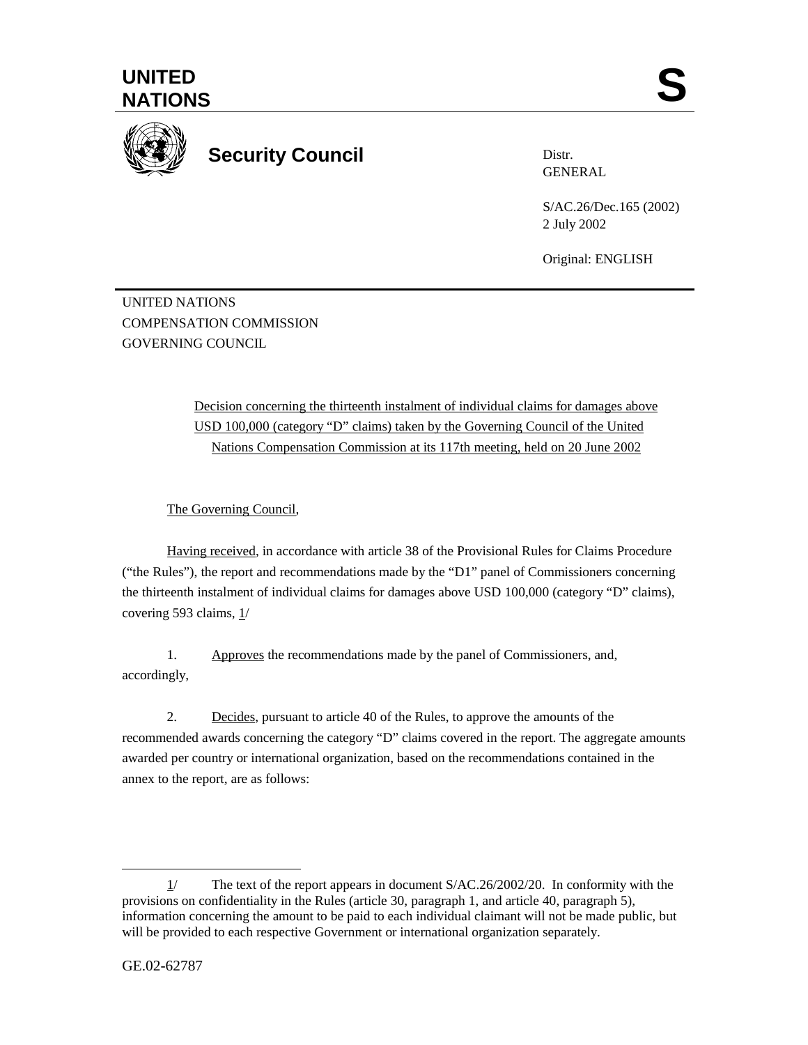**UNITED NATIONS** **S**

**Security Council**

Distr.
GENERAL

S/AC.26/Dec.165 (2002)
2 July 2002

Original: ENGLISH

UNITED NATIONS
COMPENSATION COMMISSION
GOVERNING COUNCIL

Decision concerning the thirteenth instalment of individual claims for damages above USD 100,000 (category "D" claims) taken by the Governing Council of the United Nations Compensation Commission at its 117th meeting, held on 20 June 2002

The Governing Council,

Having received, in accordance with article 38 of the Provisional Rules for Claims Procedure ("the Rules"), the report and recommendations made by the "D1" panel of Commissioners concerning the thirteenth instalment of individual claims for damages above USD 100,000 (category "D" claims), covering 593 claims, 1/

1. Approves the recommendations made by the panel of Commissioners, and, accordingly,

2. Decides, pursuant to article 40 of the Rules, to approve the amounts of the recommended awards concerning the category "D" claims covered in the report. The aggregate amounts awarded per country or international organization, based on the recommendations contained in the annex to the report, are as follows:

---

1/ The text of the report appears in document S/AC.26/2002/20. In conformity with the provisions on confidentiality in the Rules (article 30, paragraph 1, and article 40, paragraph 5), information concerning the amount to be paid to each individual claimant will not be made public, but will be provided to each respective Government or international organization separately.

GE.02-62787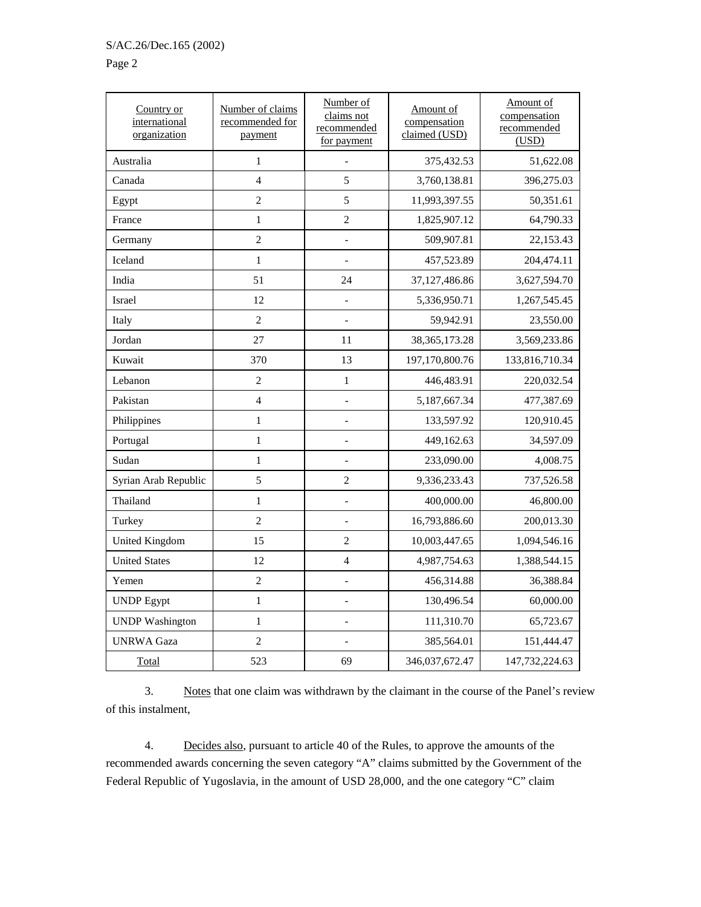| Country or international organization | Number of claims recommended for payment | Number of claims not recommended for payment | Amount of compensation claimed (USD) | Amount of compensation recommended (USD) |
|---|---|---|---|---|
| Australia | 1 | - | 375,432.53 | 51,622.08 |
| Canada | 4 | 5 | 3,760,138.81 | 396,275.03 |
| Egypt | 2 | 5 | 11,993,397.55 | 50,351.61 |
| France | 1 | 2 | 1,825,907.12 | 64,790.33 |
| Germany | 2 | - | 509,907.81 | 22,153.43 |
| Iceland | 1 | - | 457,523.89 | 204,474.11 |
| India | 51 | 24 | 37,127,486.86 | 3,627,594.70 |
| Israel | 12 | - | 5,336,950.71 | 1,267,545.45 |
| Italy | 2 | - | 59,942.91 | 23,550.00 |
| Jordan | 27 | 11 | 38,365,173.28 | 3,569,233.86 |
| Kuwait | 370 | 13 | 197,170,800.76 | 133,816,710.34 |
| Lebanon | 2 | 1 | 446,483.91 | 220,032.54 |
| Pakistan | 4 | - | 5,187,667.34 | 477,387.69 |
| Philippines | 1 | - | 133,597.92 | 120,910.45 |
| Portugal | 1 | - | 449,162.63 | 34,597.09 |
| Sudan | 1 | - | 233,090.00 | 4,008.75 |
| Syrian Arab Republic | 5 | 2 | 9,336,233.43 | 737,526.58 |
| Thailand | 1 | - | 400,000.00 | 46,800.00 |
| Turkey | 2 | - | 16,793,886.60 | 200,013.30 |
| United Kingdom | 15 | 2 | 10,003,447.65 | 1,094,546.16 |
| United States | 12 | 4 | 4,987,754.63 | 1,388,544.15 |
| Yemen | 2 | - | 456,314.88 | 36,388.84 |
| UNDP Egypt | 1 | - | 130,496.54 | 60,000.00 |
| UNDP Washington | 1 | - | 111,310.70 | 65,723.67 |
| UNRWA Gaza | 2 | - | 385,564.01 | 151,444.47 |
| Total | 523 | 69 | 346,037,672.47 | 147,732,224.63 |

3. Notes that one claim was withdrawn by the claimant in the course of the Panel's review of this instalment,

4. Decides also, pursuant to article 40 of the Rules, to approve the amounts of the recommended awards concerning the seven category "A" claims submitted by the Government of the Federal Republic of Yugoslavia, in the amount of USD 28,000, and the one category "C" claim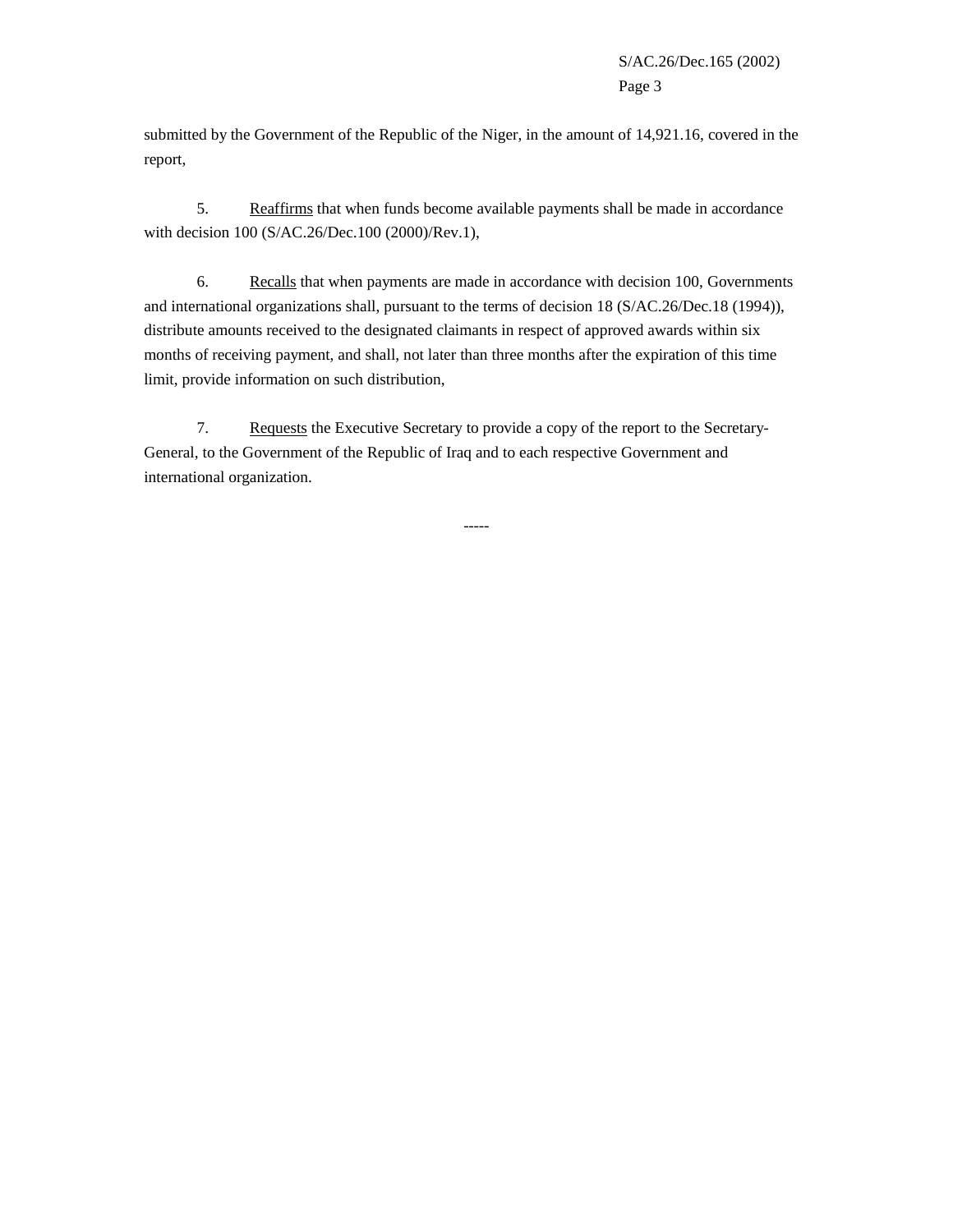submitted by the Government of the Republic of the Niger, in the amount of 14,921.16, covered in the report,

5. Reaffirms that when funds become available payments shall be made in accordance with decision 100 (S/AC.26/Dec.100 (2000)/Rev.1),

6. Recalls that when payments are made in accordance with decision 100, Governments and international organizations shall, pursuant to the terms of decision 18 (S/AC.26/Dec.18 (1994)), distribute amounts received to the designated claimants in respect of approved awards within six months of receiving payment, and shall, not later than three months after the expiration of this time limit, provide information on such distribution,

7. Requests the Executive Secretary to provide a copy of the report to the Secretary-General, to the Government of the Republic of Iraq and to each respective Government and international organization.

-----